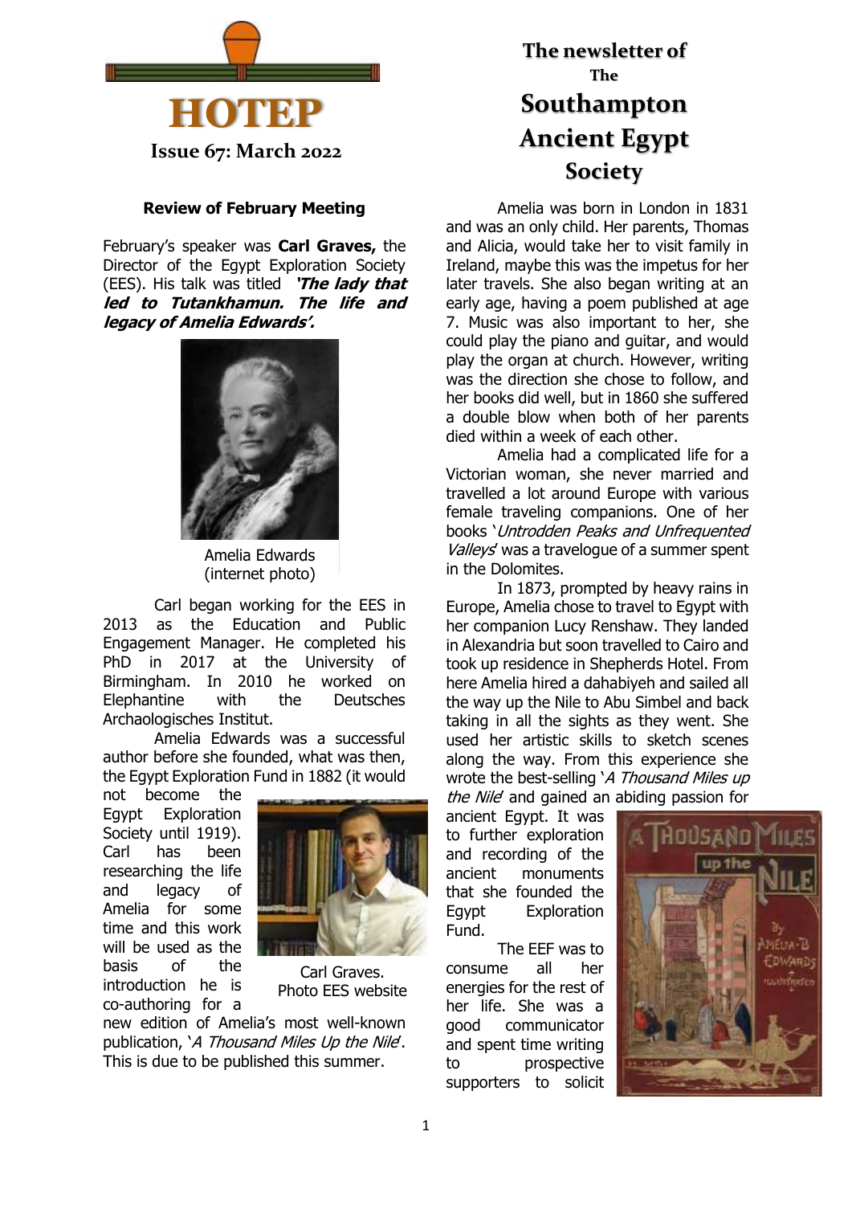# HOTEP

**Issue 67: March 2022**

**The newsletter of The Southampton Ancient Egypt Society**

### Review of February Meeting

February's speaker was **Carl Graves,** the Director of the Egypt Exploration Society (EES). His talk was titled ***'The lady that led to Tutankhamun. The life and legacy of Amelia Edwards'.***

Amelia Edwards (internet photo)

Carl began working for the EES in 2013 as the Education and Public Engagement Manager. He completed his PhD in 2017 at the University of Birmingham. In 2010 he worked on Elephantine with the Deutsches Archaologisches Institut.

Amelia Edwards was a successful author before she founded, what was then, the Egypt Exploration Fund in 1882 (it would not become the Egypt Exploration Society until 1919). Carl has been researching the life and legacy of Amelia for some time and this work will be used as the basis of the introduction he is co-authoring for a new edition of Amelia's most well-known publication, '*A Thousand Miles Up the Nile*'. This is due to be published this summer.

Carl Graves. Photo EES website

Amelia was born in London in 1831 and was an only child. Her parents, Thomas and Alicia, would take her to visit family in Ireland, maybe this was the impetus for her later travels. She also began writing at an early age, having a poem published at age 7. Music was also important to her, she could play the piano and guitar, and would play the organ at church. However, writing was the direction she chose to follow, and her books did well, but in 1860 she suffered a double blow when both of her parents died within a week of each other.

Amelia had a complicated life for a Victorian woman, she never married and travelled a lot around Europe with various female traveling companions. One of her books '*Untrodden Peaks and Unfrequented Valleys*' was a travelogue of a summer spent in the Dolomites.

In 1873, prompted by heavy rains in Europe, Amelia chose to travel to Egypt with her companion Lucy Renshaw. They landed in Alexandria but soon travelled to Cairo and took up residence in Shepherds Hotel. From here Amelia hired a dahabiyeh and sailed all the way up the Nile to Abu Simbel and back taking in all the sights as they went. She used her artistic skills to sketch scenes along the way. From this experience she wrote the best-selling '*A Thousand Miles up the Nile*' and gained an abiding passion for ancient Egypt. It was to further exploration and recording of the ancient monuments that she founded the Egypt Exploration Fund.

The EEF was to consume all her energies for the rest of her life. She was a good communicator and spent time writing to prospective supporters to solicit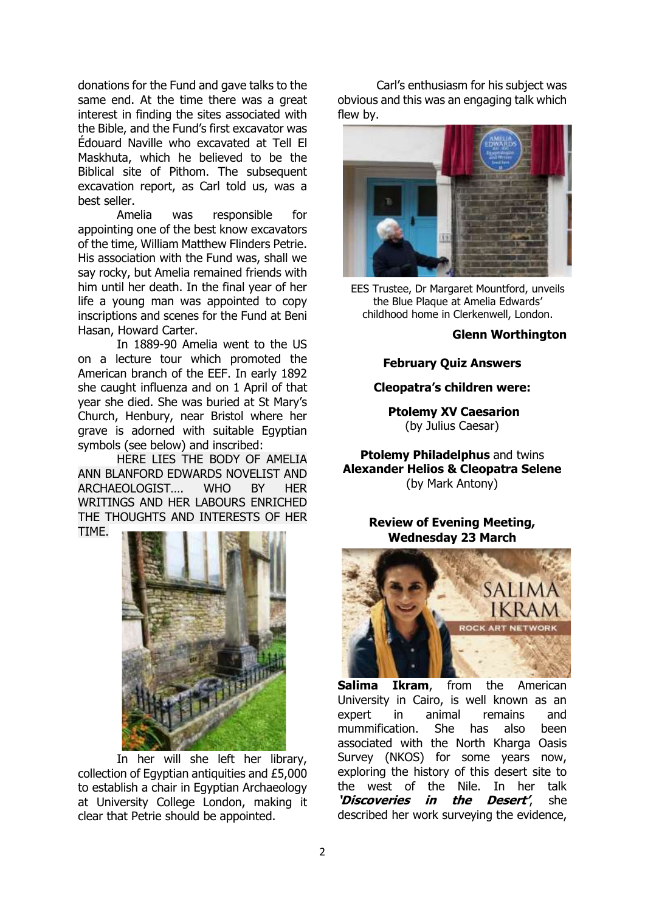donations for the Fund and gave talks to the same end. At the time there was a great interest in finding the sites associated with the Bible, and the Fund's first excavator was Édouard Naville who excavated at Tell El Maskhuta, which he believed to be the Biblical site of Pithom. The subsequent excavation report, as Carl told us, was a best seller.

Amelia was responsible for appointing one of the best know excavators of the time, William Matthew Flinders Petrie. His association with the Fund was, shall we say rocky, but Amelia remained friends with him until her death. In the final year of her life a young man was appointed to copy inscriptions and scenes for the Fund at Beni Hasan, Howard Carter.

In 1889-90 Amelia went to the US on a lecture tour which promoted the American branch of the EEF. In early 1892 she caught influenza and on 1 April of that year she died. She was buried at St Mary's Church, Henbury, near Bristol where her grave is adorned with suitable Egyptian symbols (see below) and inscribed:

HERE LIES THE BODY OF AMELIA ANN BLANFORD EDWARDS NOVELIST AND ARCHAEOLOGIST…. WHO BY HER WRITINGS AND HER LABOURS ENRICHED THE THOUGHTS AND INTERESTS OF HER TIME.

In her will she left her library, collection of Egyptian antiquities and £5,000 to establish a chair in Egyptian Archaeology at University College London, making it clear that Petrie should be appointed.

Carl's enthusiasm for his subject was obvious and this was an engaging talk which flew by.

EES Trustee, Dr Margaret Mountford, unveils the Blue Plaque at Amelia Edwards' childhood home in Clerkenwell, London.

**Glenn Worthington**

**February Quiz Answers**

**Cleopatra's children were:**

**Ptolemy XV Caesarion**
(by Julius Caesar)

**Ptolemy Philadelphus** and twins **Alexander Helios & Cleopatra Selene**
(by Mark Antony)

**Review of Evening Meeting, Wednesday 23 March**

**Salima Ikram**, from the American University in Cairo, is well known as an expert in animal remains and mummification. She has also been associated with the North Kharga Oasis Survey (NKOS) for some years now, exploring the history of this desert site to the west of the Nile. In her talk ***'Discoveries in the Desert'***, she described her work surveying the evidence,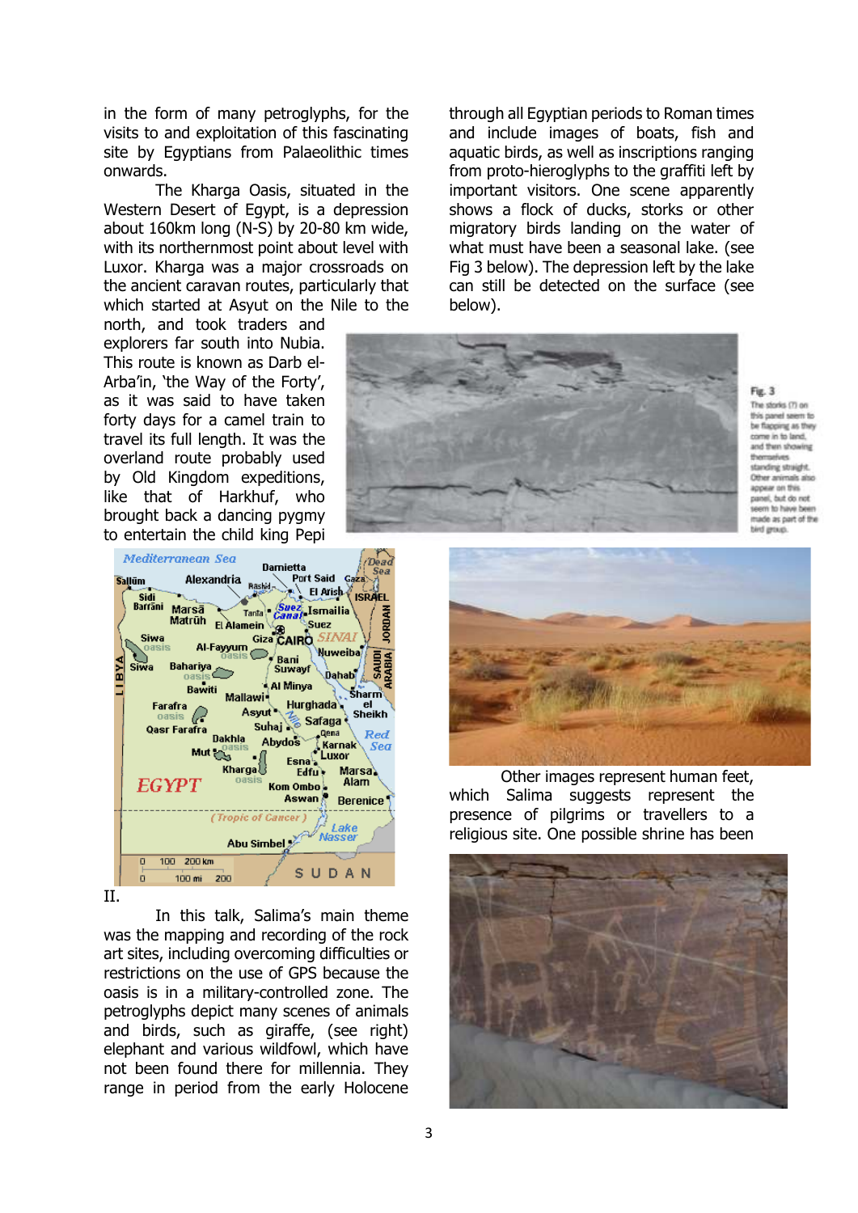in the form of many petroglyphs, for the visits to and exploitation of this fascinating site by Egyptians from Palaeolithic times onwards.

The Kharga Oasis, situated in the Western Desert of Egypt, is a depression about 160km long (N-S) by 20-80 km wide, with its northernmost point about level with Luxor. Kharga was a major crossroads on the ancient caravan routes, particularly that which started at Asyut on the Nile to the north, and took traders and explorers far south into Nubia. This route is known as Darb el-Arba'in, 'the Way of the Forty', as it was said to have taken forty days for a camel train to travel its full length. It was the overland route probably used by Old Kingdom expeditions, like that of Harkhuf, who brought back a dancing pygmy to entertain the child king Pepi II.

In this talk, Salima's main theme was the mapping and recording of the rock art sites, including overcoming difficulties or restrictions on the use of GPS because the oasis is in a military-controlled zone. The petroglyphs depict many scenes of animals and birds, such as giraffe, (see right) elephant and various wildfowl, which have not been found there for millennia. They range in period from the early Holocene through all Egyptian periods to Roman times and include images of boats, fish and aquatic birds, as well as inscriptions ranging from proto-hieroglyphs to the graffiti left by important visitors. One scene apparently shows a flock of ducks, storks or other migratory birds landing on the water of what must have been a seasonal lake. (see Fig 3 below). The depression left by the lake can still be detected on the surface (see below).

Fig. 3
The storks (?) on this panel seem to be flapping as they come in to land, and then showing themselves standing straight. Other animals also appear on this panel, but do not seem to have been made as part of the bird group.

Other images represent human feet, which Salima suggests represent the presence of pilgrims or travellers to a religious site. One possible shrine has been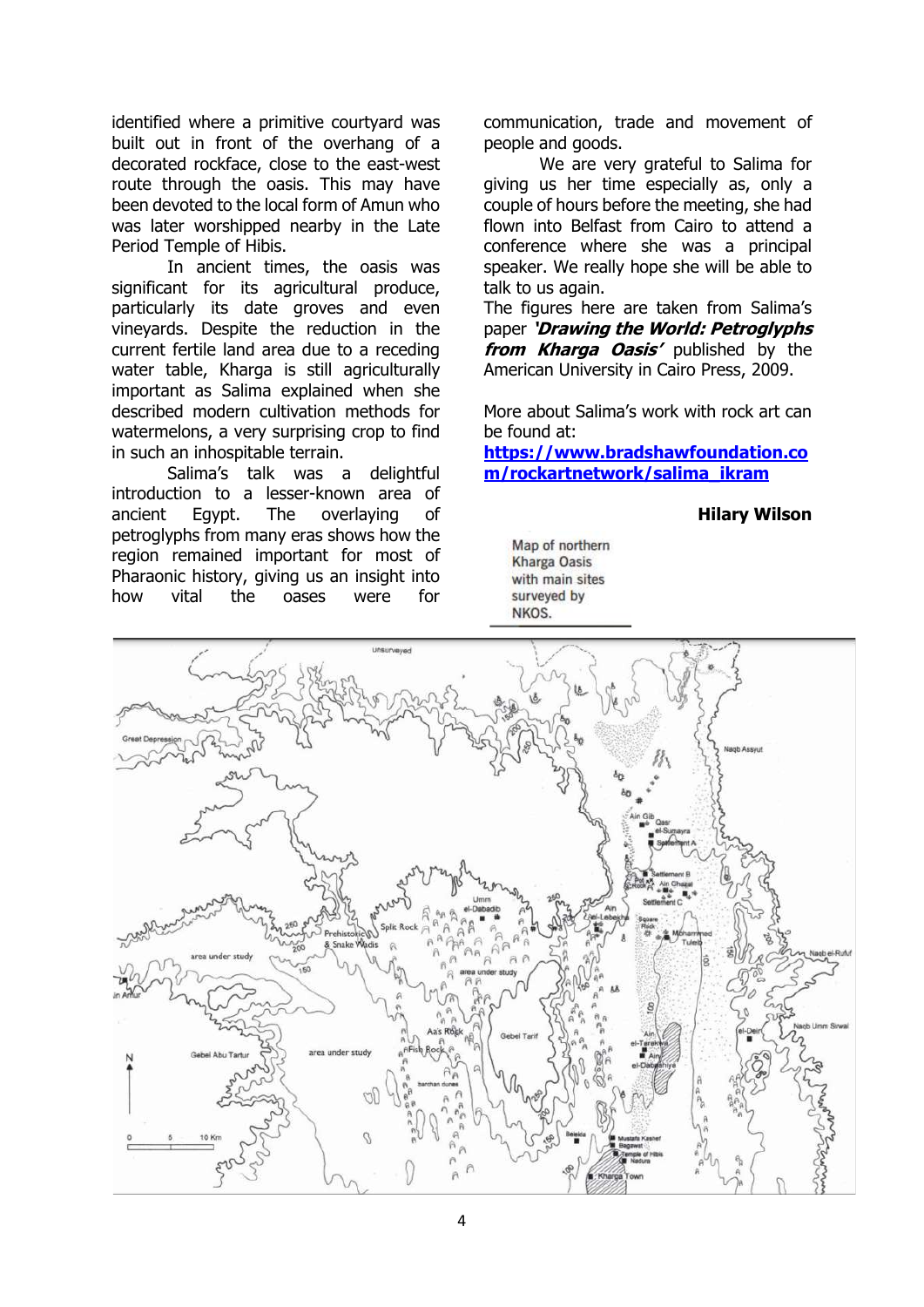identified where a primitive courtyard was built out in front of the overhang of a decorated rockface, close to the east-west route through the oasis. This may have been devoted to the local form of Amun who was later worshipped nearby in the Late Period Temple of Hibis.

In ancient times, the oasis was significant for its agricultural produce, particularly its date groves and even vineyards. Despite the reduction in the current fertile land area due to a receding water table, Kharga is still agriculturally important as Salima explained when she described modern cultivation methods for watermelons, a very surprising crop to find in such an inhospitable terrain.

Salima's talk was a delightful introduction to a lesser-known area of ancient Egypt. The overlaying of petroglyphs from many eras shows how the region remained important for most of Pharaonic history, giving us an insight into how vital the oases were for communication, trade and movement of people and goods.

We are very grateful to Salima for giving us her time especially as, only a couple of hours before the meeting, she had flown into Belfast from Cairo to attend a conference where she was a principal speaker. We really hope she will be able to talk to us again.

The figures here are taken from Salima's paper ***'Drawing the World: Petroglyphs from Kharga Oasis'*** published by the American University in Cairo Press, 2009.

More about Salima's work with rock art can be found at:
**https://www.bradshawfoundation.com/rockartnetwork/salima_ikram**

**Hilary Wilson**

Map of northern Kharga Oasis with main sites surveyed by NKOS.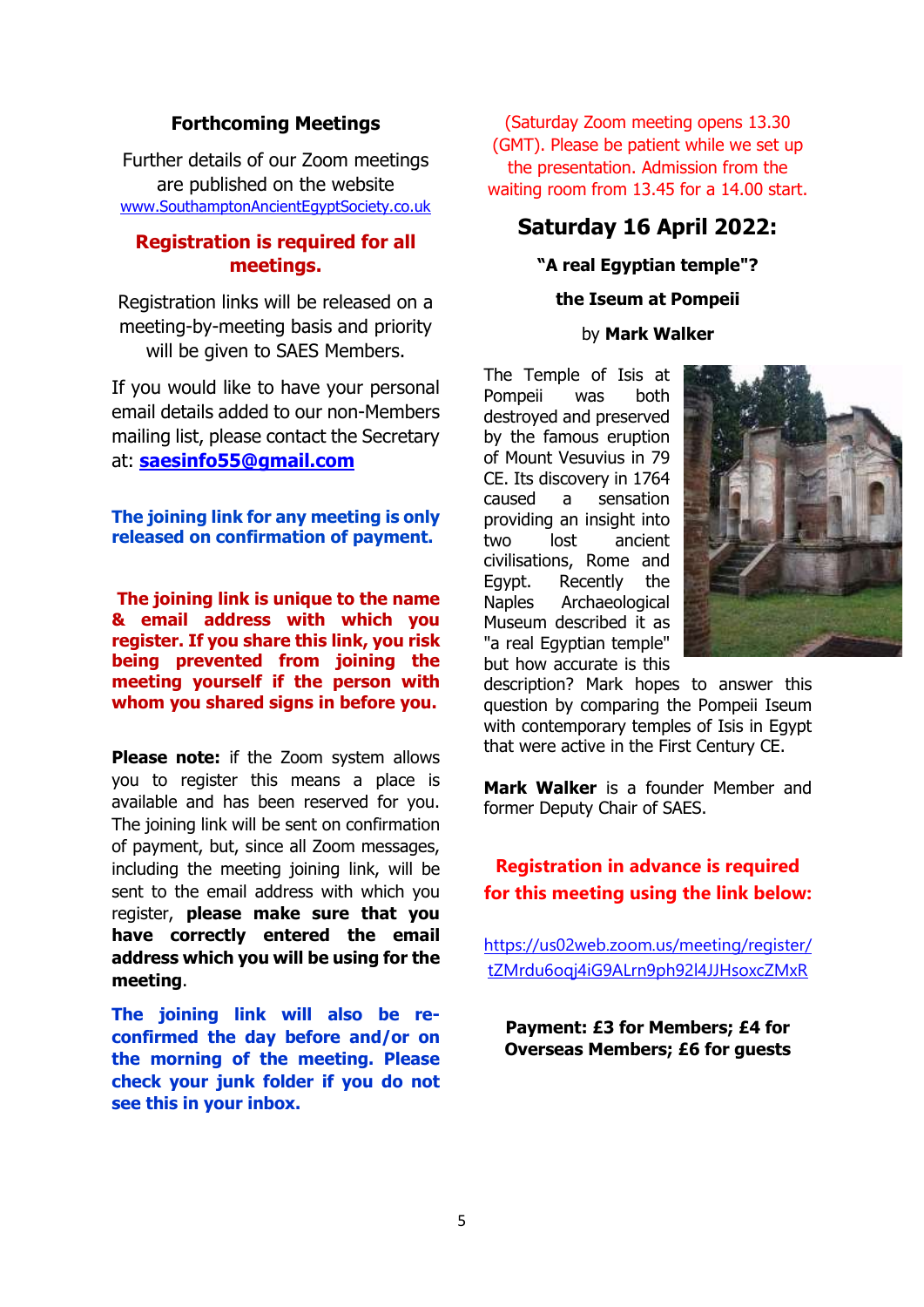## Forthcoming Meetings

Further details of our Zoom meetings are published on the website www.SouthamptonAncientEgyptSociety.co.uk

**Registration is required for all meetings.**

Registration links will be released on a meeting-by-meeting basis and priority will be given to SAES Members.

If you would like to have your personal email details added to our non-Members mailing list, please contact the Secretary at: **saesinfo55@gmail.com**

**The joining link for any meeting is only released on confirmation of payment.**

**The joining link is unique to the name & email address with which you register. If you share this link, you risk being prevented from joining the meeting yourself if the person with whom you shared signs in before you.**

**Please note:** if the Zoom system allows you to register this means a place is available and has been reserved for you. The joining link will be sent on confirmation of payment, but, since all Zoom messages, including the meeting joining link, will be sent to the email address with which you register, **please make sure that you have correctly entered the email address which you will be using for the meeting**.

**The joining link will also be re-confirmed the day before and/or on the morning of the meeting. Please check your junk folder if you do not see this in your inbox.**

(Saturday Zoom meeting opens 13.30 (GMT). Please be patient while we set up the presentation. Admission from the waiting room from 13.45 for a 14.00 start.

## Saturday 16 April 2022:

**"A real Egyptian temple"?**

**the Iseum at Pompeii**

by **Mark Walker**

The Temple of Isis at Pompeii was both destroyed and preserved by the famous eruption of Mount Vesuvius in 79 CE. Its discovery in 1764 caused a sensation providing an insight into two lost ancient civilisations, Rome and Egypt. Recently the Naples Archaeological Museum described it as "a real Egyptian temple" but how accurate is this description? Mark hopes to answer this question by comparing the Pompeii Iseum with contemporary temples of Isis in Egypt that were active in the First Century CE.

**Mark Walker** is a founder Member and former Deputy Chair of SAES.

**Registration in advance is required for this meeting using the link below:**

https://us02web.zoom.us/meeting/register/tZMrdu6oqj4iG9ALrn9ph92l4JJHsoxcZMxR

**Payment: £3 for Members; £4 for Overseas Members; £6 for guests**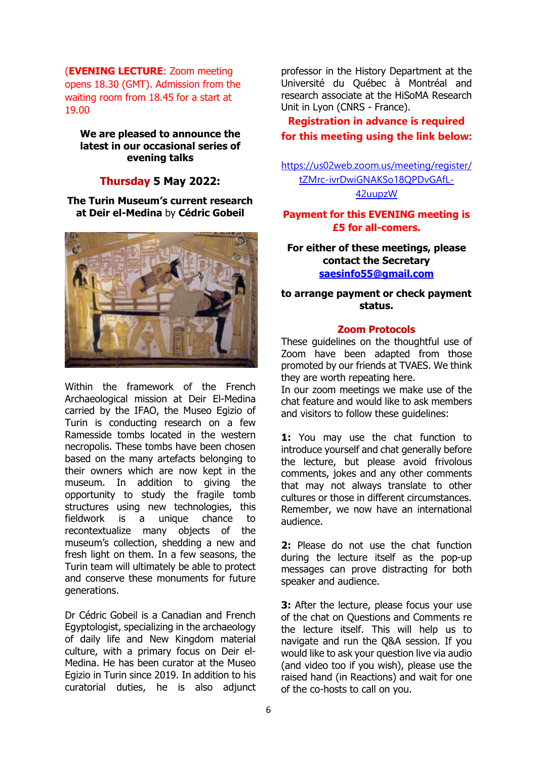(**EVENING LECTURE**: Zoom meeting opens 18.30 (GMT). Admission from the waiting room from 18.45 for a start at 19.00

**We are pleased to announce the latest in our occasional series of evening talks**

## Thursday 5 May 2022:

**The Turin Museum's current research at Deir el-Medina** by **Cédric Gobeil**

Within the framework of the French Archaeological mission at Deir El-Medina carried by the IFAO, the Museo Egizio of Turin is conducting research on a few Ramesside tombs located in the western necropolis. These tombs have been chosen based on the many artefacts belonging to their owners which are now kept in the museum. In addition to giving the opportunity to study the fragile tomb structures using new technologies, this fieldwork is a unique chance to recontextualize many objects of the museum's collection, shedding a new and fresh light on them. In a few seasons, the Turin team will ultimately be able to protect and conserve these monuments for future generations.

Dr Cédric Gobeil is a Canadian and French Egyptologist, specializing in the archaeology of daily life and New Kingdom material culture, with a primary focus on Deir el-Medina. He has been curator at the Museo Egizio in Turin since 2019. In addition to his curatorial duties, he is also adjunct professor in the History Department at the Université du Québec à Montréal and research associate at the HiSoMA Research Unit in Lyon (CNRS - France).

**Registration in advance is required for this meeting using the link below:**

https://us02web.zoom.us/meeting/register/tZMrc-ivrDwiGNAKSo18QPDvGAfL-42uupzW

**Payment for this EVENING meeting is £5 for all-comers.**

**For either of these meetings, please contact the Secretary saesinfo55@gmail.com**

**to arrange payment or check payment status.**

### Zoom Protocols

These guidelines on the thoughtful use of Zoom have been adapted from those promoted by our friends at TVAES. We think they are worth repeating here.

In our zoom meetings we make use of the chat feature and would like to ask members and visitors to follow these guidelines:

**1:** You may use the chat function to introduce yourself and chat generally before the lecture, but please avoid frivolous comments, jokes and any other comments that may not always translate to other cultures or those in different circumstances. Remember, we now have an international audience.

**2:** Please do not use the chat function during the lecture itself as the pop-up messages can prove distracting for both speaker and audience.

**3:** After the lecture, please focus your use of the chat on Questions and Comments re the lecture itself. This will help us to navigate and run the Q&A session. If you would like to ask your question live via audio (and video too if you wish), please use the raised hand (in Reactions) and wait for one of the co-hosts to call on you.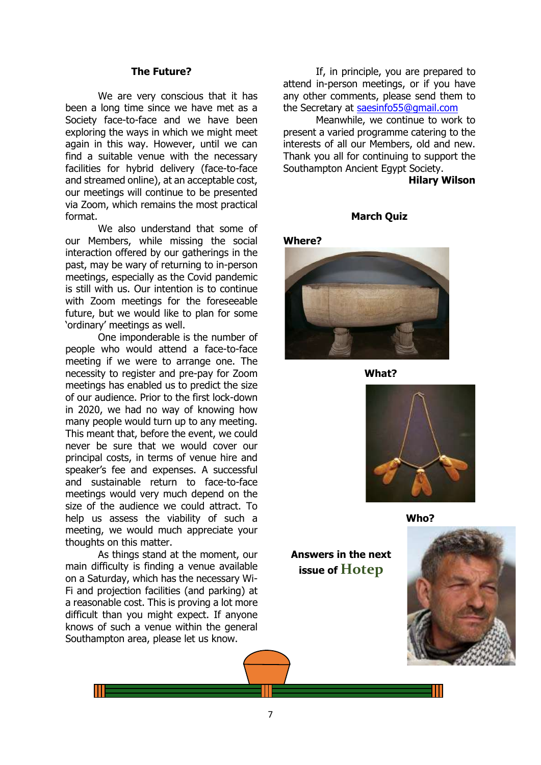## The Future?

We are very conscious that it has been a long time since we have met as a Society face-to-face and we have been exploring the ways in which we might meet again in this way. However, until we can find a suitable venue with the necessary facilities for hybrid delivery (face-to-face and streamed online), at an acceptable cost, our meetings will continue to be presented via Zoom, which remains the most practical format.

We also understand that some of our Members, while missing the social interaction offered by our gatherings in the past, may be wary of returning to in-person meetings, especially as the Covid pandemic is still with us. Our intention is to continue with Zoom meetings for the foreseeable future, but we would like to plan for some 'ordinary' meetings as well.

One imponderable is the number of people who would attend a face-to-face meeting if we were to arrange one. The necessity to register and pre-pay for Zoom meetings has enabled us to predict the size of our audience. Prior to the first lock-down in 2020, we had no way of knowing how many people would turn up to any meeting. This meant that, before the event, we could never be sure that we would cover our principal costs, in terms of venue hire and speaker's fee and expenses. A successful and sustainable return to face-to-face meetings would very much depend on the size of the audience we could attract. To help us assess the viability of such a meeting, we would much appreciate your thoughts on this matter.

As things stand at the moment, our main difficulty is finding a venue available on a Saturday, which has the necessary Wi-Fi and projection facilities (and parking) at a reasonable cost. This is proving a lot more difficult than you might expect. If anyone knows of such a venue within the general Southampton area, please let us know.

If, in principle, you are prepared to attend in-person meetings, or if you have any other comments, please send them to the Secretary at saesinfo55@gmail.com

Meanwhile, we continue to work to present a varied programme catering to the interests of all our Members, old and new. Thank you all for continuing to support the Southampton Ancient Egypt Society.

**Hilary Wilson**

## March Quiz

**Where?**

**What?**

**Who?**

**Answers in the next issue of Hotep**